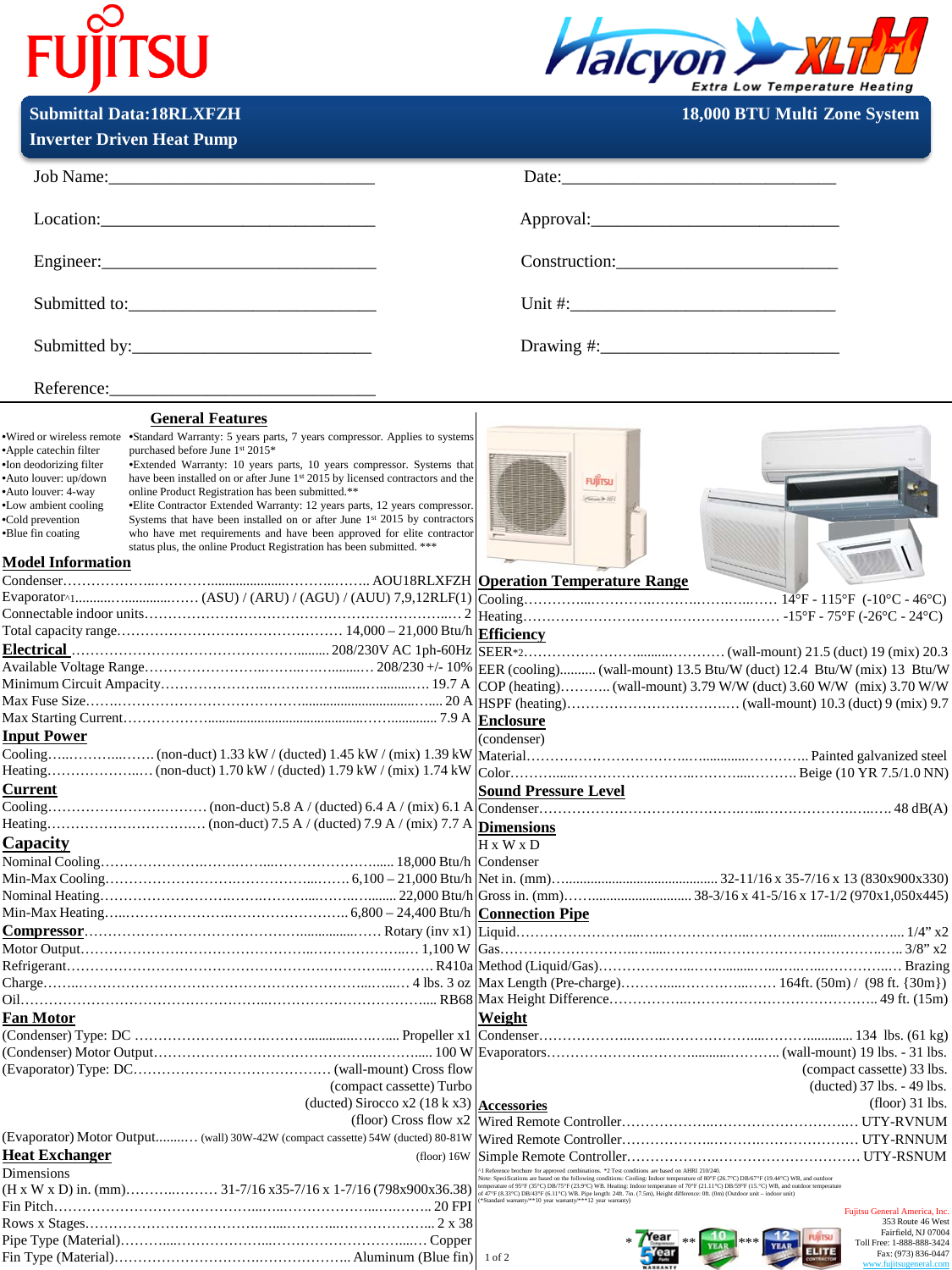# FUJITSU

**Halcyon XLTH** — Extra Low Temperature Heating

**Submittal Data:18RLXFZH** — **18,000 BTU Multi Zone System**

**Inverter Driven Heat Pump**

Job Name:______________________________ Date:______________________________

Location:______________________________ Approval:______________________________

Engineer:______________________________ Construction:______________________________

Submitted to:______________________________ Unit #:______________________________

Submitted by:______________________________ Drawing #:______________________________

Reference:______________________________

## General Features

- Wired or wireless remote
- Apple catechin filter
- Ion deodorizing filter
- Auto louver: up/down
- Auto louver: 4-way
- Low ambient cooling
- Cold prevention
- Blue fin coating

- Standard Warranty: 5 years parts, 7 years compressor. Applies to systems purchased before June 1st 2015*
- Extended Warranty: 10 years parts, 10 years compressor. Systems that have been installed on or after June 1st 2015 by licensed contractors and the online Product Registration has been submitted.**
- Elite Contractor Extended Warranty: 12 years parts, 12 years compressor. Systems that have been installed on or after June 1st 2015 by contractors who have met requirements and have been approved for elite contractor status plus, the online Product Registration has been submitted. ***

## Model Information

Condenser……………………………… AOU18RLXFZH
Evaporator^1……………… (ASU) / (ARU) / (AGU) / (AUU) 7,9,12RLF(1)
Connectable indoor units……………………………… 2
Total capacity range……………………………… 14,000 – 21,000 Btu/h

## Electrical

……………………………… 208/230V AC 1ph-60Hz
Available Voltage Range……………………………… 208/230 +/- 10%
Minimum Circuit Ampacity……………………………… 19.7 A
Max Fuse Size……………………………… 20 A
Max Starting Current……………………………… 7.9 A

## Input Power

Cooling……………… (non-duct) 1.33 kW / (ducted) 1.45 kW / (mix) 1.39 kW
Heating……………… (non-duct) 1.70 kW / (ducted) 1.79 kW / (mix) 1.74 kW

## Current

Cooling……………… (non-duct) 5.8 A / (ducted) 6.4 A / (mix) 6.1 A
Heating……………… (non-duct) 7.5 A / (ducted) 7.9 A / (mix) 7.7 A

## Capacity

Nominal Cooling……………………………… 18,000 Btu/h
Min-Max Cooling……………………………… 6,100 – 21,000 Btu/h
Nominal Heating……………………………… 22,000 Btu/h
Min-Max Heating……………………………… 6,800 – 24,400 Btu/h

## Compressor

……………………………… Rotary (inv x1)
Motor Output……………………………… 1,100 W
Refrigerant……………………………… R410a
Charge……………………………… 4 lbs. 3 oz
Oil……………………………… RB68

## Fan Motor

(Condenser) Type: DC……………………………… Propeller x1
(Condenser) Motor Output……………………………… 100 W
(Evaporator) Type: DC……………… (wall-mount) Cross flow
(compact cassette) Turbo
(ducted) Sirocco x2 (18 k x3)
(floor) Cross flow x2
(Evaporator) Motor Output……… (wall) 30W-42W (compact cassette) 54W (ducted) 80-81W (floor) 16W

## Heat Exchanger

Dimensions
(H x W x D) in. (mm)……………… 31-7/16 x35-7/16 x 1-7/16 (798x900x36.38)
Fin Pitch……………………………… 20 FPI
Rows x Stages……………………………… 2 x 38
Pipe Type (Material)……………………………… Copper
Fin Type (Material)……………………………… Aluminum (Blue fin)

## Operation Temperature Range

Cooling……………………………… 14°F - 115°F (-10°C - 46°C)
Heating……………………………… -15°F - 75°F (-26°C - 24°C)

## Efficiency

SEER*2……………………………… (wall-mount) 21.5 (duct) 19 (mix) 20.3
EER (cooling)……… (wall-mount) 13.5 Btu/W (duct) 12.4 Btu/W (mix) 13 Btu/W
COP (heating)……… (wall-mount) 3.79 W/W (duct) 3.60 W/W (mix) 3.70 W/W
HSPF (heating)……………………………… (wall-mount) 10.3 (duct) 9 (mix) 9.7

## Enclosure

(condenser)
Material……………………………… Painted galvanized steel
Color……………………………… Beige (10 YR 7.5/1.0 NN)

## Sound Pressure Level

Condenser……………………………… 48 dB(A)

## Dimensions

H x W x D
Condenser
Net in. (mm)……………………………… 32-11/16 x 35-7/16 x 13 (830x900x330)
Gross in. (mm)……………………………… 38-3/16 x 41-5/16 x 17-1/2 (970x1,050x445)

## Connection Pipe

Liquid……………………………… 1/4” x2
Gas……………………………… 3/8” x2
Method (Liquid/Gas)……………………………… Brazing
Max Length (Pre-charge)……………… 164ft. (50m) / (98 ft. {30m})
Max Height Difference……………………………… 49 ft. (15m)

## Weight

Condenser……………………………… 134 lbs. (61 kg)
Evaporators……………………………… (wall-mount) 19 lbs. - 31 lbs.
(compact cassette) 33 lbs.
(ducted) 37 lbs. - 49 lbs.
(floor) 31 lbs.

## Accessories

Wired Remote Controller……………………………… UTY-RVNUM
Wired Remote Controller……………………………… UTY-RNNUM
Simple Remote Controller……………………………… UTY-RSNUM

^1 Reference brochure for approved combinations. *2 Test conditions are based on AHRI 210/240.
Note: Specifications are based on the following conditions: Cooling: Indoor temperature of 80°F (26.7°C) DB/67°F (19.44°C) WB, and outdoor temperature of 95°F (35°C) DB/75°F (23.9°C) WB. Heating: Indoor temperature of 70°F (21.11°C) DB/59°F (15.°C) WB, and outdoor temperature of 47°F (8.33°C) DB/43°F (6.11°C) WB. Pipe length: 24ft. 7in. (7.5m), Height difference: 0ft. (0m) (Outdoor unit – indoor unit)
(*Standard warranty/**10 year warranty/***12 year warranty)

\* 7 Year Compressor 5 Year Parts Warranty ** 10 Year *** 12 Year Fujitsu Elite Contractor

Fujitsu General America, Inc.
353 Route 46 West
Fairfield, NJ 07004
Toll Free: 1-888-888-3424
Fax: (973) 836-0447
www.fujitsugeneral.com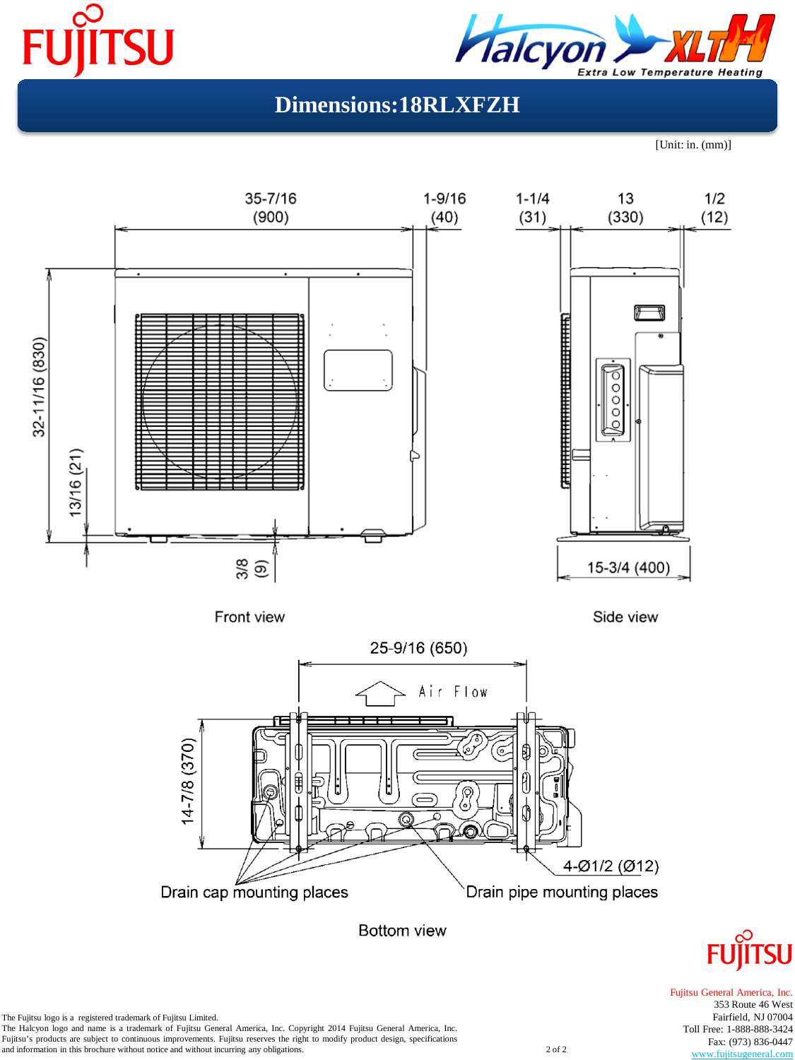# Dimensions:18RLXFZH

[Unit: in. (mm)]

35-7/16 (900)
1-9/16 (40)
1-1/4 (31)
13 (330)
1/2 (12)
32-11/16 (830)
13/16 (21)
3/8 (9)
15-3/4 (400)

Front view

Side view

25-9/16 (650)
Air Flow
14-7/8 (370)
4-Ø1/2 (Ø12)
Drain cap mounting places
Drain pipe mounting places

Bottom view

The Fujitsu logo is a registered trademark of Fujitsu Limited.
The Halcyon logo and name is a trademark of Fujitsu General America, Inc. Copyright 2014 Fujitsu General America, Inc.
Fujitsu's products are subject to continuous improvements. Fujitsu reserves the right to modify product design, specifications and information in this brochure without notice and without incurring any obligations.

Fujitsu General America, Inc.
353 Route 46 West
Fairfield, NJ 07004
Toll Free: 1-888-888-3424
Fax: (973) 836-0447
www.fujitsugeneral.com